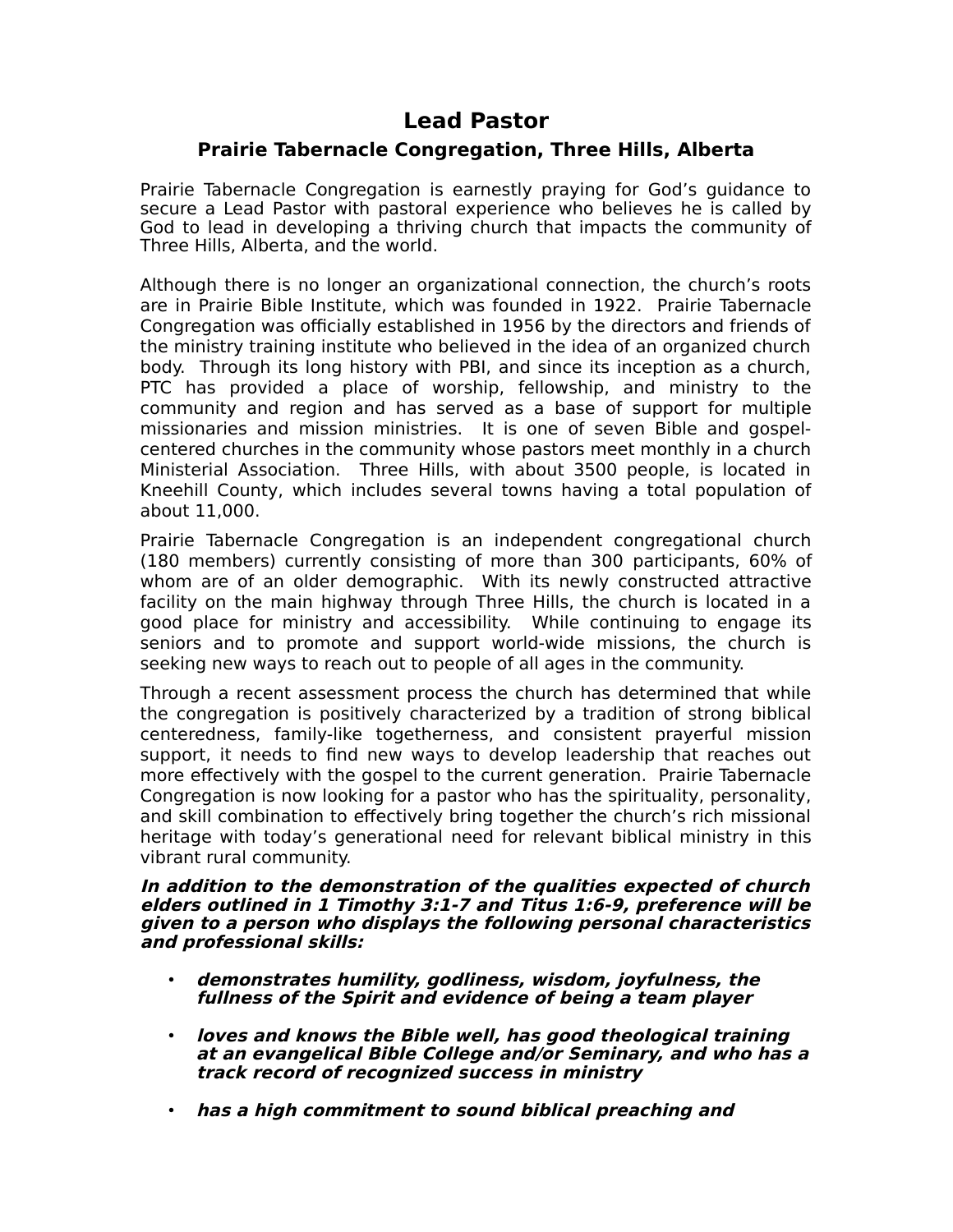# Lead Pastor

## Prairie Tabernacle Congregation, Three Hills, Alberta

Prairie Tabernacle Congregation is earnestly praying for God's guidance to secure a Lead Pastor with pastoral experience who believes he is called by God to lead in developing a thriving church that impacts the community of Three Hills, Alberta, and the world.

Although there is no longer an organizational connection, the church's roots are in Prairie Bible Institute, which was founded in 1922. Prairie Tabernacle Congregation was officially established in 1956 by the directors and friends of the ministry training institute who believed in the idea of an organized church body. Through its long history with PBI, and since its inception as a church, PTC has provided a place of worship, fellowship, and ministry to the community and region and has served as a base of support for multiple missionaries and mission ministries. It is one of seven Bible and gospel-centered churches in the community whose pastors meet monthly in a church Ministerial Association. Three Hills, with about 3500 people, is located in Kneehill County, which includes several towns having a total population of about 11,000.

Prairie Tabernacle Congregation is an independent congregational church (180 members) currently consisting of more than 300 participants, 60% of whom are of an older demographic. With its newly constructed attractive facility on the main highway through Three Hills, the church is located in a good place for ministry and accessibility. While continuing to engage its seniors and to promote and support world-wide missions, the church is seeking new ways to reach out to people of all ages in the community.

Through a recent assessment process the church has determined that while the congregation is positively characterized by a tradition of strong biblical centeredness, family-like togetherness, and consistent prayerful mission support, it needs to find new ways to develop leadership that reaches out more effectively with the gospel to the current generation. Prairie Tabernacle Congregation is now looking for a pastor who has the spirituality, personality, and skill combination to effectively bring together the church's rich missional heritage with today's generational need for relevant biblical ministry in this vibrant rural community.

***In addition to the demonstration of the qualities expected of church elders outlined in 1 Timothy 3:1-7 and Titus 1:6-9, preference will be given to a person who displays the following personal characteristics and professional skills:***

- ***demonstrates humility, godliness, wisdom, joyfulness, the fullness of the Spirit and evidence of being a team player***
- ***loves and knows the Bible well, has good theological training at an evangelical Bible College and/or Seminary, and who has a track record of recognized success in ministry***
- ***has a high commitment to sound biblical preaching and***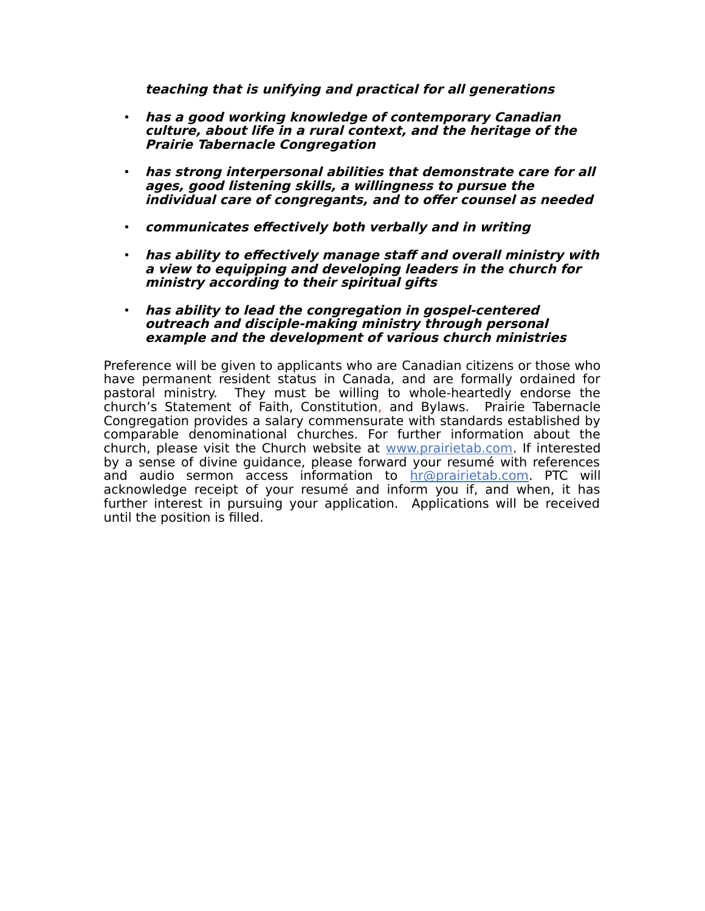***teaching that is unifying and practical for all generations***

- ***has a good working knowledge of contemporary Canadian culture, about life in a rural context, and the heritage of the Prairie Tabernacle Congregation***

- ***has strong interpersonal abilities that demonstrate care for all ages, good listening skills, a willingness to pursue the individual care of congregants, and to offer counsel as needed***

- ***communicates effectively both verbally and in writing***

- ***has ability to effectively manage staff and overall ministry with a view to equipping and developing leaders in the church for ministry according to their spiritual gifts***

- ***has ability to lead the congregation in gospel-centered outreach and disciple-making ministry through personal example and the development of various church ministries***

Preference will be given to applicants who are Canadian citizens or those who have permanent resident status in Canada, and are formally ordained for pastoral ministry. They must be willing to whole-heartedly endorse the church's Statement of Faith, Constitution, and Bylaws. Prairie Tabernacle Congregation provides a salary commensurate with standards established by comparable denominational churches. For further information about the church, please visit the Church website at www.prairietab.com. If interested by a sense of divine guidance, please forward your resumé with references and audio sermon access information to hr@prairietab.com. PTC will acknowledge receipt of your resumé and inform you if, and when, it has further interest in pursuing your application. Applications will be received until the position is filled.